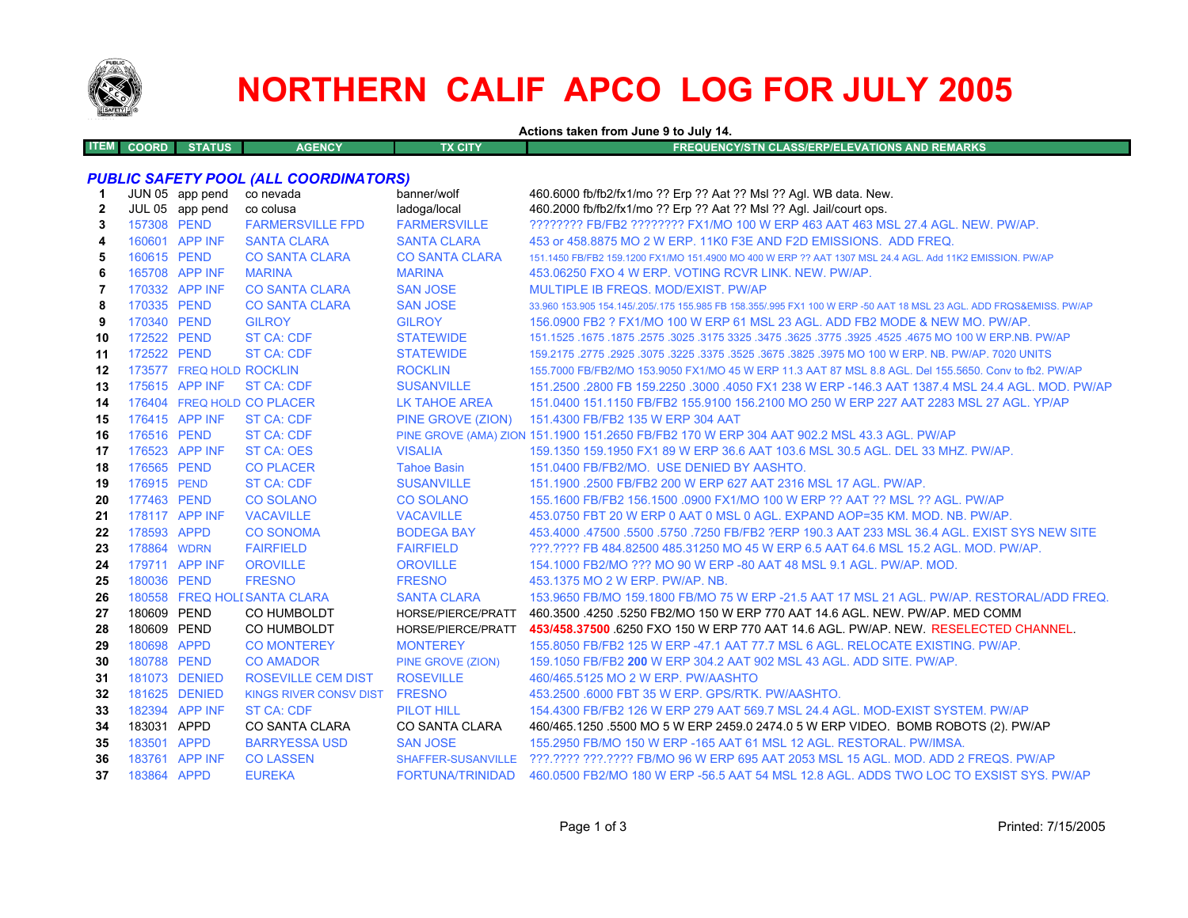# NORTHERN CALIF APCO LOG FOR JULY 2005

**Actions taken from June 9 to July 14.**

| ITEM | COORD | STATUS | AGENCY | TX CITY | FREQUENCY/STN CLASS/ERP/ELEVATIONS AND REMARKS |
|---|---|---|---|---|---|
| | | | ***PUBLIC SAFETY POOL (ALL COORDINATORS)*** | | |
| 1 | JUN 05 | app pend | co nevada | banner/wolf | 460.6000 fb/fb2/fx1/mo ?? Erp ?? Aat ?? Msl ?? Agl. WB data. New. |
| 2 | JUL 05 | app pend | co colusa | ladoga/local | 460.2000 fb/fb2/fx1/mo ?? Erp ?? Aat ?? Msl ?? Agl. Jail/court ops. |
| 3 | 157308 | PEND | FARMERSVILLE FPD | FARMERSVILLE | ???????? FB/FB2 ???????? FX1/MO 100 W ERP 463 AAT 463 MSL 27.4 AGL. NEW. PW/AP. |
| 4 | 160601 | APP INF | SANTA CLARA | SANTA CLARA | 453 or 458.8875 MO 2 W ERP. 11K0 F3E AND F2D EMISSIONS. ADD FREQ. |
| 5 | 160615 | PEND | CO SANTA CLARA | CO SANTA CLARA | 151.1450 FB/FB2 159.1200 FX1/MO 151.4900 MO 400 W ERP ?? AAT 1307 MSL 24.4 AGL. Add 11K2 EMISSION. PW/AP |
| 6 | 165708 | APP INF | MARINA | MARINA | 453.06250 FXO 4 W ERP. VOTING RCVR LINK. NEW. PW/AP. |
| 7 | 170332 | APP INF | CO SANTA CLARA | SAN JOSE | MULTIPLE IB FREQS. MOD/EXIST. PW/AP |
| 8 | 170335 | PEND | CO SANTA CLARA | SAN JOSE | 33.960 153.905 154.145/.205/.175 155.985 FB 158.355/.995 FX1 100 W ERP -50 AAT 18 MSL 23 AGL. ADD FRQS&EMISS. PW/AP |
| 9 | 170340 | PEND | GILROY | GILROY | 156.0900 FB2 ? FX1/MO 100 W ERP 61 MSL 23 AGL. ADD FB2 MODE & NEW MO. PW/AP. |
| 10 | 172522 | PEND | ST CA: CDF | STATEWIDE | 151.1525 .1675 .1875 .2575 .3025 .3175 3325 .3475 .3625 .3775 .3925 .4525 .4675 MO 100 W ERP.NB. PW/AP |
| 11 | 172522 | PEND | ST CA: CDF | STATEWIDE | 159.2175 .2775 .2925 .3075 .3225 .3375 .3525 .3675 .3825 .3975 MO 100 W ERP. NB. PW/AP. 7020 UNITS |
| 12 | 173577 | FREQ HOLD | ROCKLIN | ROCKLIN | 155.7000 FB/FB2/MO 153.9050 FX1/MO 45 W ERP 11.3 AAT 87 MSL 8.8 AGL. Del 155.5650. Conv to fb2. PW/AP |
| 13 | 175615 | APP INF | ST CA: CDF | SUSANVILLE | 151.2500 .2800 FB 159.2250 .3000 .4050 FX1 238 W ERP -146.3 AAT 1387.4 MSL 24.4 AGL. MOD. PW/AP |
| 14 | 176404 | FREQ HOLD | CO PLACER | LK TAHOE AREA | 151.0400 151.1150 FB/FB2 155.9100 156.2100 MO 250 W ERP 227 AAT 2283 MSL 27 AGL. YP/AP |
| 15 | 176415 | APP INF | ST CA: CDF | PINE GROVE (ZION) | 151.4300 FB/FB2 135 W ERP 304 AAT |
| 16 | 176516 | PEND | ST CA: CDF | PINE GROVE (AMA) ZION | 151.1900 151.2650 FB/FB2 170 W ERP 304 AAT 902.2 MSL 43.3 AGL. PW/AP |
| 17 | 176523 | APP INF | ST CA: OES | VISALIA | 159.1350 159.1950 FX1 89 W ERP 36.6 AAT 103.6 MSL 30.5 AGL. DEL 33 MHZ. PW/AP. |
| 18 | 176565 | PEND | CO PLACER | Tahoe Basin | 151.0400 FB/FB2/MO. USE DENIED BY AASHTO. |
| 19 | 176915 | PEND | ST CA: CDF | SUSANVILLE | 151.1900 .2500 FB/FB2 200 W ERP 627 AAT 2316 MSL 17 AGL. PW/AP. |
| 20 | 177463 | PEND | CO SOLANO | CO SOLANO | 155.1600 FB/FB2 156.1500 .0900 FX1/MO 100 W ERP ?? AAT ?? MSL ?? AGL. PW/AP |
| 21 | 178117 | APP INF | VACAVILLE | VACAVILLE | 453.0750 FBT 20 W ERP 0 AAT 0 MSL 0 AGL. EXPAND AOP=35 KM. MOD. NB. PW/AP. |
| 22 | 178593 | APPD | CO SONOMA | BODEGA BAY | 453.4000 .47500 .5500 .5750 .7250 FB/FB2 ?ERP 190.3 AAT 233 MSL 36.4 AGL. EXIST SYS NEW SITE |
| 23 | 178864 | WDRN | FAIRFIELD | FAIRFIELD | ???.???? FB 484.82500 485.31250 MO 45 W ERP 6.5 AAT 64.6 MSL 15.2 AGL. MOD. PW/AP. |
| 24 | 179711 | APP INF | OROVILLE | OROVILLE | 154.1000 FB2/MO ??? MO 90 W ERP -80 AAT 48 MSL 9.1 AGL. PW/AP. MOD. |
| 25 | 180036 | PEND | FRESNO | FRESNO | 453.1375 MO 2 W ERP. PW/AP. NB. |
| 26 | 180558 | FREQ HOLD | SANTA CLARA | SANTA CLARA | 153.9650 FB/MO 159.1800 FB/MO 75 W ERP -21.5 AAT 17 MSL 21 AGL. PW/AP. RESTORAL/ADD FREQ. |
| 27 | 180609 | PEND | CO HUMBOLDT | HORSE/PIERCE/PRATT | 460.3500 .4250 .5250 FB2/MO 150 W ERP 770 AAT 14.6 AGL. NEW. PW/AP. MED COMM |
| 28 | 180609 | PEND | CO HUMBOLDT | HORSE/PIERCE/PRATT | **453/458.37500** .6250 FXO 150 W ERP 770 AAT 14.6 AGL. PW/AP. NEW. RESELECTED CHANNEL. |
| 29 | 180698 | APPD | CO MONTEREY | MONTEREY | 155.8050 FB/FB2 125 W ERP -47.1 AAT 77.7 MSL 6 AGL. RELOCATE EXISTING. PW/AP. |
| 30 | 180788 | PEND | CO AMADOR | PINE GROVE (ZION) | 159.1050 FB/FB2 **200** W ERP 304.2 AAT 902 MSL 43 AGL. ADD SITE. PW/AP. |
| 31 | 181073 | DENIED | ROSEVILLE CEM DIST | ROSEVILLE | 460/465.5125 MO 2 W ERP. PW/AASHTO |
| 32 | 181625 | DENIED | KINGS RIVER CONSV DIST | FRESNO | 453.2500 .6000 FBT 35 W ERP. GPS/RTK. PW/AASHTO. |
| 33 | 182394 | APP INF | ST CA: CDF | PILOT HILL | 154.4300 FB/FB2 126 W ERP 279 AAT 569.7 MSL 24.4 AGL. MOD-EXIST SYSTEM. PW/AP |
| 34 | 183031 | APPD | CO SANTA CLARA | CO SANTA CLARA | 460/465.1250 .5500 MO 5 W ERP 2459.0 2474.0 5 W ERP VIDEO. BOMB ROBOTS (2). PW/AP |
| 35 | 183501 | APPD | BARRYESSA USD | SAN JOSE | 155.2950 FB/MO 150 W ERP -165 AAT 61 MSL 12 AGL. RESTORAL. PW/IMSA. |
| 36 | 183761 | APP INF | CO LASSEN | SHAFFER-SUSANVILLE | ???.???? ???.???? FB/MO 96 W ERP 695 AAT 2053 MSL 15 AGL. MOD. ADD 2 FREQS. PW/AP |
| 37 | 183864 | APPD | EUREKA | FORTUNA/TRINIDAD | 460.0500 FB2/MO 180 W ERP -56.5 AAT 54 MSL 12.8 AGL. ADDS TWO LOC TO EXSIST SYS. PW/AP |

Printed: 7/15/2005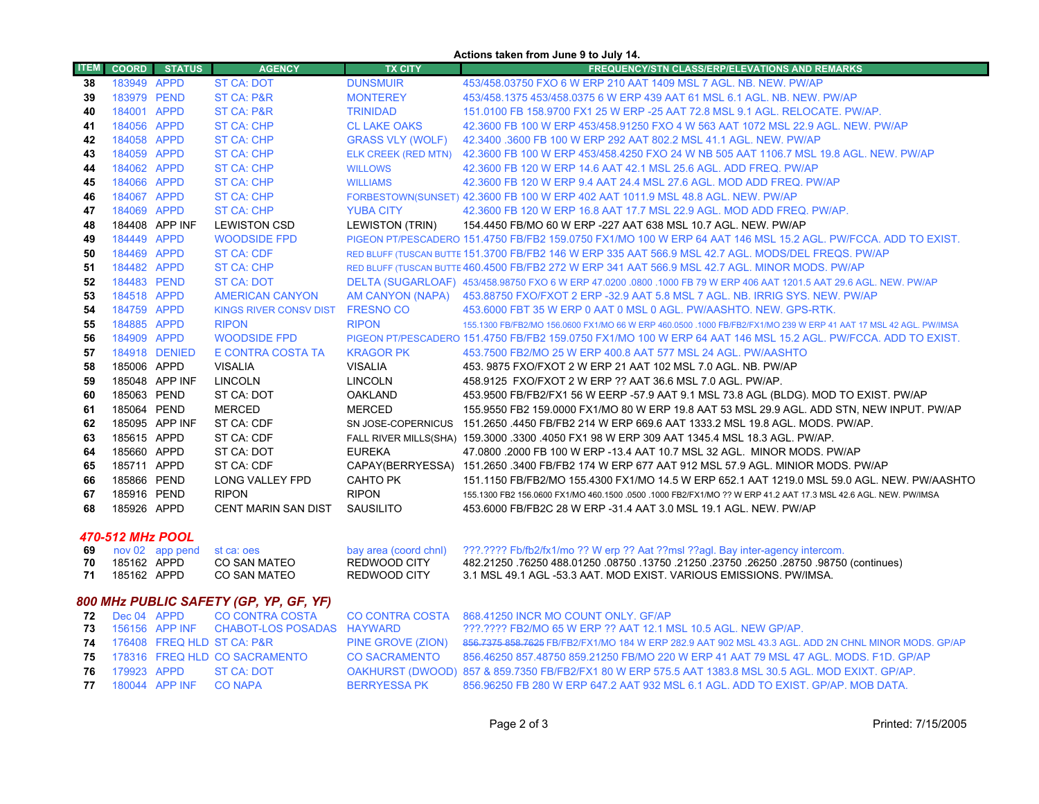**Actions taken from June 9 to July 14.**

| ITEM | COORD | STATUS | AGENCY | TX CITY | FREQUENCY/STN CLASS/ERP/ELEVATIONS AND REMARKS |
|---|---|---|---|---|---|
| 38 | 183949 | APPD | ST CA: DOT | DUNSMUIR | 453/458.03750 FXO 6 W ERP 210 AAT 1409 MSL 7 AGL. NB. NEW. PW/AP |
| 39 | 183979 | PEND | ST CA: P&R | MONTEREY | 453/458.1375 453/458.0375 6 W ERP 439 AAT 61 MSL 6.1 AGL. NB. NEW. PW/AP |
| 40 | 184001 | APPD | ST CA: P&R | TRINIDAD | 151.0100 FB 158.9700 FX1 25 W ERP -25 AAT 72.8 MSL 9.1 AGL. RELOCATE. PW/AP. |
| 41 | 184056 | APPD | ST CA: CHP | CL LAKE OAKS | 42.3600 FB 100 W ERP 453/458.91250 FXO 4 W 563 AAT 1072 MSL 22.9 AGL. NEW. PW/AP |
| 42 | 184058 | APPD | ST CA: CHP | GRASS VLY (WOLF) | 42.3400 .3600 FB 100 W ERP 292 AAT 802.2 MSL 41.1 AGL. NEW. PW/AP |
| 43 | 184059 | APPD | ST CA: CHP | ELK CREEK (RED MTN) | 42.3600 FB 100 W ERP 453/458.4250 FXO 24 W NB 505 AAT 1106.7 MSL 19.8 AGL. NEW. PW/AP |
| 44 | 184062 | APPD | ST CA: CHP | WILLOWS | 42.3600 FB 120 W ERP 14.6 AAT 42.1 MSL 25.6 AGL. ADD FREQ. PW/AP |
| 45 | 184066 | APPD | ST CA: CHP | WILLIAMS | 42.3600 FB 120 W ERP 9.4 AAT 24.4 MSL 27.6 AGL. MOD ADD FREQ. PW/AP |
| 46 | 184067 | APPD | ST CA: CHP | FORBESTOWN(SUNSET) | 42.3600 FB 100 W ERP 402 AAT 1011.9 MSL 48.8 AGL. NEW. PW/AP |
| 47 | 184069 | APPD | ST CA: CHP | YUBA CITY | 42.3600 FB 120 W ERP 16.8 AAT 17.7 MSL 22.9 AGL. MOD ADD FREQ. PW/AP. |
| 48 | 184408 | APP INF | LEWISTON CSD | LEWISTON (TRIN) | 154.4450 FB/MO 60 W ERP -227 AAT 638 MSL 10.7 AGL. NEW. PW/AP |
| 49 | 184449 | APPD | WOODSIDE FPD | PIGEON PT/PESCADERO | 151.4750 FB/FB2 159.0750 FX1/MO 100 W ERP 64 AAT 146 MSL 15.2 AGL. PW/FCCA. ADD TO EXIST. |
| 50 | 184469 | APPD | ST CA: CDF | RED BLUFF (TUSCAN BUTTE | 151.3700 FB/FB2 146 W ERP 335 AAT 566.9 MSL 42.7 AGL. MODS/DEL FREQS. PW/AP |
| 51 | 184482 | APPD | ST CA: CHP | RED BLUFF (TUSCAN BUTTE | 460.4500 FB/FB2 272 W ERP 341 AAT 566.9 MSL 42.7 AGL. MINOR MODS. PW/AP |
| 52 | 184483 | PEND | ST CA: DOT | DELTA (SUGARLOAF) | 453/458.98750 FXO 6 W ERP 47.0200 .0800 .1000 FB 79 W ERP 406 AAT 1201.5 AAT 29.6 AGL. NEW. PW/AP |
| 53 | 184518 | APPD | AMERICAN CANYON | AM CANYON (NAPA) | 453.88750 FXO/FXOT 2 ERP -32.9 AAT 5.8 MSL 7 AGL. NB. IRRIG SYS. NEW. PW/AP |
| 54 | 184759 | APPD | KINGS RIVER CONSV DIST | FRESNO CO | 453.6000 FBT 35 W ERP 0 AAT 0 MSL 0 AGL. PW/AASHTO. NEW. GPS-RTK. |
| 55 | 184885 | APPD | RIPON | RIPON | 155.1300 FB/FB2/MO 156.0600 FX1/MO 66 W ERP 460.0500 .1000 FB/FB2/FX1/MO 239 W ERP 41 AAT 17 MSL 42 AGL. PW/IMSA |
| 56 | 184909 | APPD | WOODSIDE FPD | PIGEON PT/PESCADERO | 151.4750 FB/FB2 159.0750 FX1/MO 100 W ERP 64 AAT 146 MSL 15.2 AGL. PW/FCCA. ADD TO EXIST. |
| 57 | 184918 | DENIED | E CONTRA COSTA TA | KRAGOR PK | 453.7500 FB2/MO 25 W ERP 400.8 AAT 577 MSL 24 AGL. PW/AASHTO |
| 58 | 185006 | APPD | VISALIA | VISALIA | 453. 9875 FXO/FXOT 2 W ERP 21 AAT 102 MSL 7.0 AGL. NB. PW/AP |
| 59 | 185048 | APP INF | LINCOLN | LINCOLN | 458.9125 FXO/FXOT 2 W ERP ?? AAT 36.6 MSL 7.0 AGL. PW/AP. |
| 60 | 185063 | PEND | ST CA: DOT | OAKLAND | 453.9500 FB/FB2/FX1 56 W EERP -57.9 AAT 9.1 MSL 73.8 AGL (BLDG). MOD TO EXIST. PW/AP |
| 61 | 185064 | PEND | MERCED | MERCED | 155.9550 FB2 159.0000 FX1/MO 80 W ERP 19.8 AAT 53 MSL 29.9 AGL. ADD STN, NEW INPUT. PW/AP |
| 62 | 185095 | APP INF | ST CA: CDF | SN JOSE-COPERNICUS | 151.2650 .4450 FB/FB2 214 W ERP 669.6 AAT 1333.2 MSL 19.8 AGL. MODS. PW/AP. |
| 63 | 185615 | APPD | ST CA: CDF | FALL RIVER MILLS(SHA) | 159.3000 .3300 .4050 FX1 98 W ERP 309 AAT 1345.4 MSL 18.3 AGL. PW/AP. |
| 64 | 185660 | APPD | ST CA: DOT | EUREKA | 47.0800 .2000 FB 100 W ERP -13.4 AAT 10.7 MSL 32 AGL. MINOR MODS. PW/AP |
| 65 | 185711 | APPD | ST CA: CDF | CAPAY(BERRYESSA) | 151.2650 .3400 FB/FB2 174 W ERP 677 AAT 912 MSL 57.9 AGL. MINIOR MODS. PW/AP |
| 66 | 185866 | PEND | LONG VALLEY FPD | CAHTO PK | 151.1150 FB/FB2/MO 155.4300 FX1/MO 14.5 W ERP 652.1 AAT 1219.0 MSL 59.0 AGL. NEW. PW/AASHTO |
| 67 | 185916 | PEND | RIPON | RIPON | 155.1300 FB2 156.0600 FX1/MO 460.1500 .0500 .1000 FB2/FX1/MO ?? W ERP 41.2 AAT 17.3 MSL 42.6 AGL. NEW. PW/IMSA |
| 68 | 185926 | APPD | CENT MARIN SAN DIST | SAUSILITO | 453.6000 FB/FB2C 28 W ERP -31.4 AAT 3.0 MSL 19.1 AGL. NEW. PW/AP |

### *470-512 MHz POOL*

| ITEM | COORD | STATUS | AGENCY | TX CITY | FREQUENCY/STN CLASS/ERP/ELEVATIONS AND REMARKS |
|---|---|---|---|---|---|
| 69 | nov 02 | app pend | st ca: oes | bay area (coord chnl) | ???.???? Fb/fb2/fx1/mo ?? W erp ?? Aat ??msl ??agl. Bay inter-agency intercom. |
| 70 | 185162 | APPD | CO SAN MATEO | REDWOOD CITY | 482.21250 .76250 488.01250 .08750 .13750 .21250 .23750 .26250 .28750 .98750 (continues) |
| 71 | 185162 | APPD | CO SAN MATEO | REDWOOD CITY | 3.1 MSL 49.1 AGL -53.3 AAT. MOD EXIST. VARIOUS EMISSIONS. PW/IMSA. |

### *800 MHz PUBLIC SAFETY (GP, YP, GF, YF)*

| ITEM | COORD | STATUS | AGENCY | TX CITY | FREQUENCY/STN CLASS/ERP/ELEVATIONS AND REMARKS |
|---|---|---|---|---|---|
| 72 | Dec 04 | APPD | CO CONTRA COSTA | CO CONTRA COSTA | 868.41250 INCR MO COUNT ONLY. GF/AP |
| 73 | 156156 | APP INF | CHABOT-LOS POSADAS | HAYWARD | ???.???? FB2/MO 65 W ERP ?? AAT 12.1 MSL 10.5 AGL. NEW GP/AP. |
| 74 | 176408 | FREQ HLD | ST CA: P&R | PINE GROVE (ZION) | ~~856.7375 858.7625~~ FB/FB2/FX1/MO 184 W ERP 282.9 AAT 902 MSL 43.3 AGL. ADD 2N CHNL MINOR MODS. GP/AP |
| 75 | 178316 | FREQ HLD | CO SACRAMENTO | CO SACRAMENTO | 856.46250 857.48750 859.21250 FB/MO 220 W ERP 41 AAT 79 MSL 47 AGL. MODS. F1D. GP/AP |
| 76 | 179923 | APPD | ST CA: DOT | OAKHURST (DWOOD) | 857 & 859.7350 FB/FB2/FX1 80 W ERP 575.5 AAT 1383.8 MSL 30.5 AGL. MOD EXIXT. GP/AP. |
| 77 | 180044 | APP INF | CO NAPA | BERRYESSA PK | 856.96250 FB 280 W ERP 647.2 AAT 932 MSL 6.1 AGL. ADD TO EXIST. GP/AP. MOB DATA. |

Printed: 7/15/2005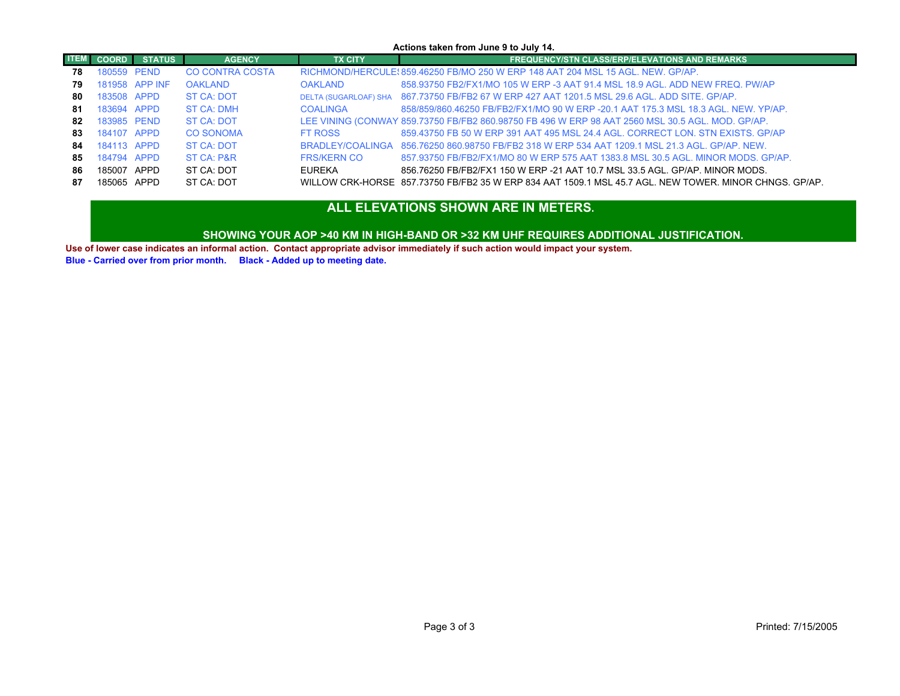**Actions taken from June 9 to July 14.**

| ITEM | COORD | STATUS | AGENCY | TX CITY | FREQUENCY/STN CLASS/ERP/ELEVATIONS AND REMARKS |
|---|---|---|---|---|---|
| **78** | 180559 | PEND | CO CONTRA COSTA | RICHMOND/HERCULES | 859.46250 FB/MO 250 W ERP 148 AAT 204 MSL 15 AGL. NEW. GP/AP. |
| **79** | 181958 | APP INF | OAKLAND | OAKLAND | 858.93750 FB2/FX1/MO 105 W ERP -3 AAT 91.4 MSL 18.9 AGL. ADD NEW FREQ. PW/AP |
| **80** | 183508 | APPD | ST CA: DOT | DELTA (SUGARLOAF) SHA | 867.73750 FB/FB2 67 W ERP 427 AAT 1201.5 MSL 29.6 AGL. ADD SITE. GP/AP. |
| **81** | 183694 | APPD | ST CA: DMH | COALINGA | 858/859/860.46250 FB/FB2/FX1/MO 90 W ERP -20.1 AAT 175.3 MSL 18.3 AGL. NEW. YP/AP. |
| **82** | 183985 | PEND | ST CA: DOT | LEE VINING (CONWAY | 859.73750 FB/FB2 860.98750 FB 496 W ERP 98 AAT 2560 MSL 30.5 AGL. MOD. GP/AP. |
| **83** | 184107 | APPD | CO SONOMA | FT ROSS | 859.43750 FB 50 W ERP 391 AAT 495 MSL 24.4 AGL. CORRECT LON. STN EXISTS. GP/AP |
| **84** | 184113 | APPD | ST CA: DOT | BRADLEY/COALINGA | 856.76250 860.98750 FB/FB2 318 W ERP 534 AAT 1209.1 MSL 21.3 AGL. GP/AP. NEW. |
| **85** | 184794 | APPD | ST CA: P&R | FRS/KERN CO | 857.93750 FB/FB2/FX1/MO 80 W ERP 575 AAT 1383.8 MSL 30.5 AGL. MINOR MODS. GP/AP. |
| **86** | 185007 | APPD | ST CA: DOT | EUREKA | 856.76250 FB/FB2/FX1 150 W ERP -21 AAT 10.7 MSL 33.5 AGL. GP/AP. MINOR MODS. |
| **87** | 185065 | APPD | ST CA: DOT | WILLOW CRK-HORSE | 857.73750 FB/FB2 35 W ERP 834 AAT 1509.1 MSL 45.7 AGL. NEW TOWER. MINOR CHNGS. GP/AP. |

**ALL ELEVATIONS SHOWN ARE IN METERS.**

**SHOWING YOUR AOP >40 KM IN HIGH-BAND OR >32 KM UHF REQUIRES ADDITIONAL JUSTIFICATION.**

**Use of lower case indicates an informal action. Contact appropriate advisor immediately if such action would impact your system.**

**Blue - Carried over from prior month. Black - Added up to meeting date.**

Printed: 7/15/2005